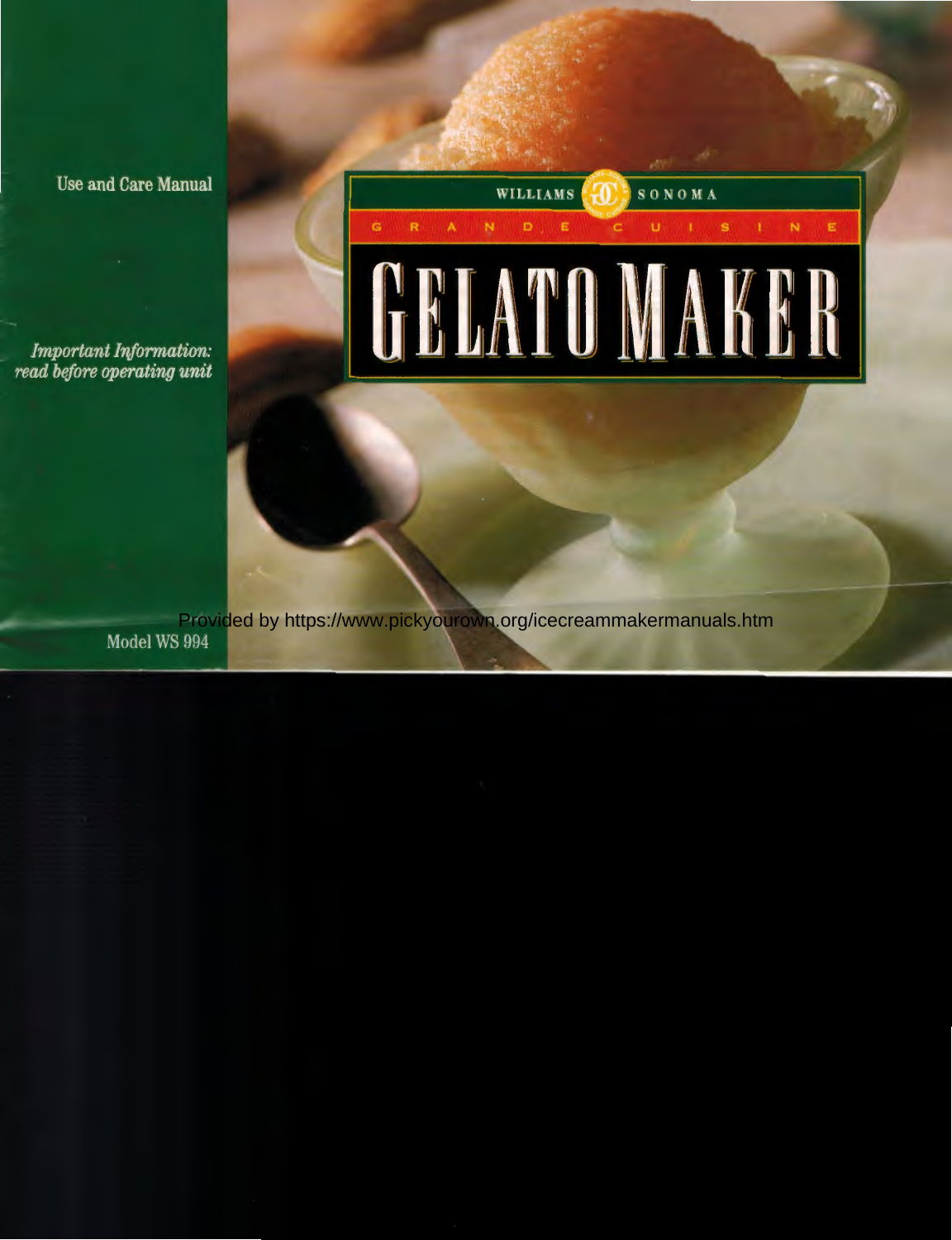Use and Care Manual

*Important Information: read before operating unit*

WILLIAMS SONOMA

GRANDE CUISINE

# GELATO MAKER

Provided by https://www.pickyourown.org/icecreammakermanuals.htm

Model WS 994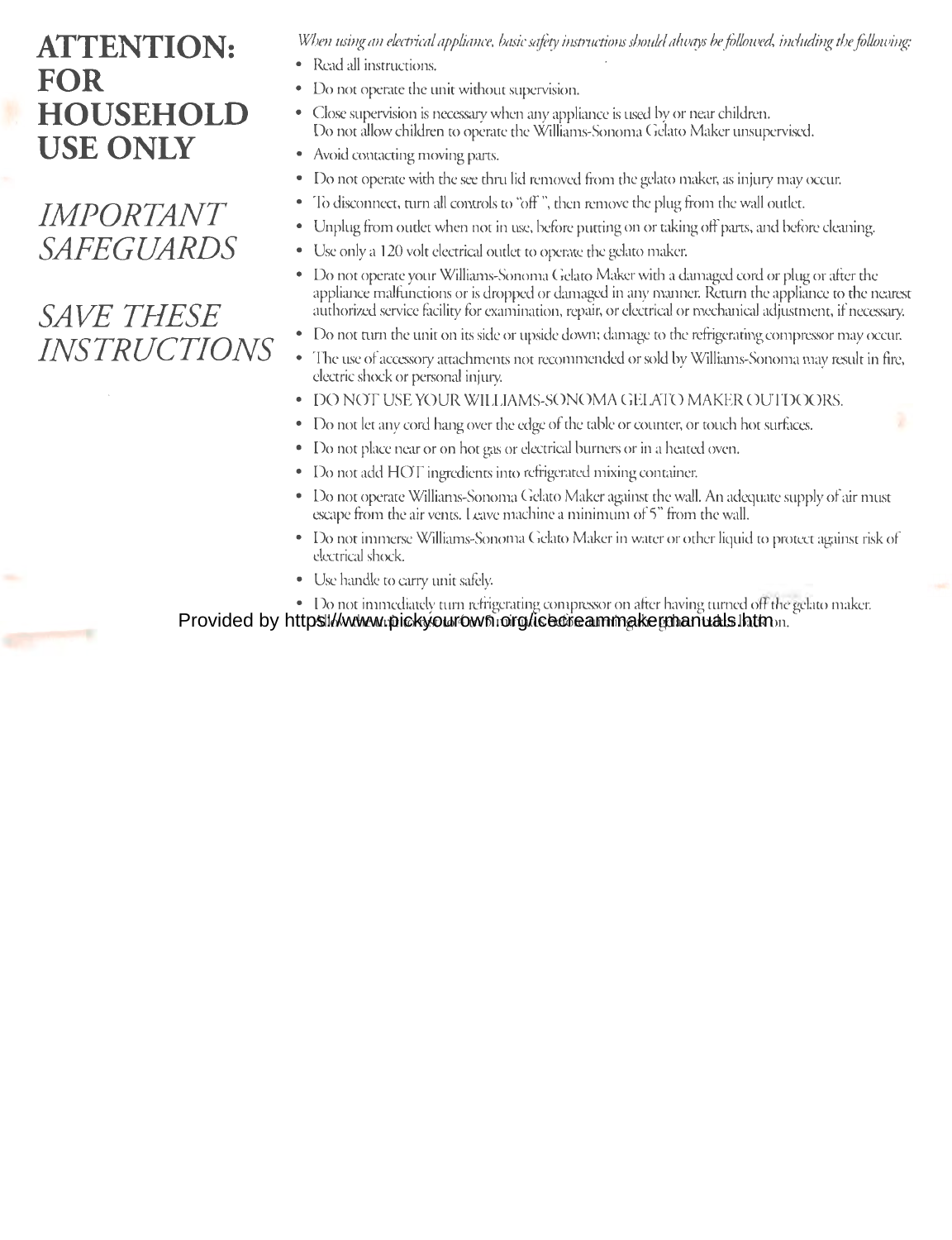# ATTENTION: FOR HOUSEHOLD USE ONLY

## *IMPORTANT SAFEGUARDS*

## *SAVE THESE INSTRUCTIONS*

*When using an electrical appliance, basic safety instructions should always be followed, including the following:*

- Read all instructions.
- Do not operate the unit without supervision.
- Close supervision is necessary when any appliance is used by or near children. Do not allow children to operate the Williams-Sonoma Gelato Maker unsupervised.
- Avoid contacting moving parts.
- Do not operate with the see thru lid removed from the gelato maker, as injury may occur.
- To disconnect, turn all controls to "off", then remove the plug from the wall outlet.
- Unplug from outlet when not in use, before putting on or taking off parts, and before cleaning.
- Use only a 120 volt electrical outlet to operate the gelato maker.
- Do not operate your Williams-Sonoma Gelato Maker with a damaged cord or plug or after the appliance malfunctions or is dropped or damaged in any manner. Return the appliance to the nearest authorized service facility for examination, repair, or electrical or mechanical adjustment, if necessary.
- Do not turn the unit on its side or upside down; damage to the refrigerating compressor may occur.
- The use of accessory attachments not recommended or sold by Williams-Sonoma may result in fire, electric shock or personal injury.
- DO NOT USE YOUR WILLIAMS-SONOMA GELATO MAKER OUTDOORS.
- Do not let any cord hang over the edge of the table or counter, or touch hot surfaces.
- Do not place near or on hot gas or electrical burners or in a heated oven.
- Do not add HOT ingredients into refrigerated mixing container.
- Do not operate Williams-Sonoma Gelato Maker against the wall. An adequate supply of air must escape from the air vents. Leave machine a minimum of 5" from the wall.
- Do not immerse Williams-Sonoma Gelato Maker in water or other liquid to protect against risk of electrical shock.
- Use handle to carry unit safely.
- Do not immediately turn refrigerating compressor on after having turned off the gelato maker. ...on.

Provided by https://www.pickyourown.org/icecreammakermanuals.htm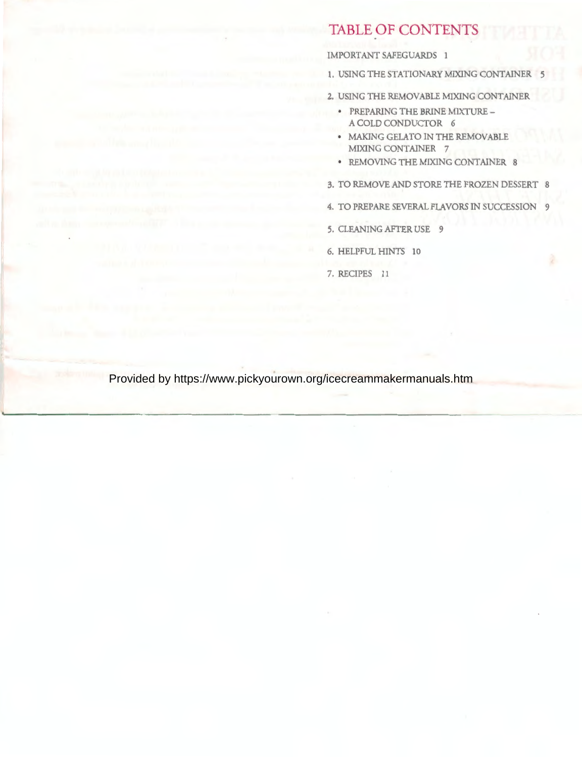# TABLE OF CONTENTS

IMPORTANT SAFEGUARDS 1

1. USING THE STATIONARY MIXING CONTAINER 5

2. USING THE REMOVABLE MIXING CONTAINER
   - PREPARING THE BRINE MIXTURE – A COLD CONDUCTOR 6
   - MAKING GELATO IN THE REMOVABLE MIXING CONTAINER 7
   - REMOVING THE MIXING CONTAINER 8

3. TO REMOVE AND STORE THE FROZEN DESSERT 8

4. TO PREPARE SEVERAL FLAVORS IN SUCCESSION 9

5. CLEANING AFTER USE 9

6. HELPFUL HINTS 10

7. RECIPES 11

Provided by https://www.pickyourown.org/icecreammakermanuals.htm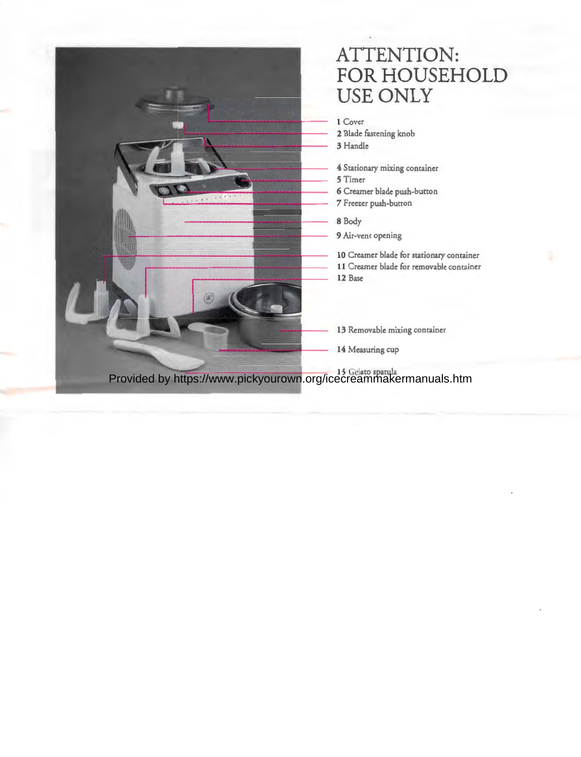# ATTENTION: FOR HOUSEHOLD USE ONLY

**1** Cover
**2** Blade fastening knob
**3** Handle

**4** Stationary mixing container
**5** Timer
**6** Creamer blade push-button
**7** Freezer push-button

**8** Body
**9** Air-vent opening

**10** Creamer blade for stationary container
**11** Creamer blade for removable container
**12** Base

**13** Removable mixing container
**14** Measuring cup
**15** Gelato spatula

Provided by https://www.pickyourown.org/icecreammakermanuals.htm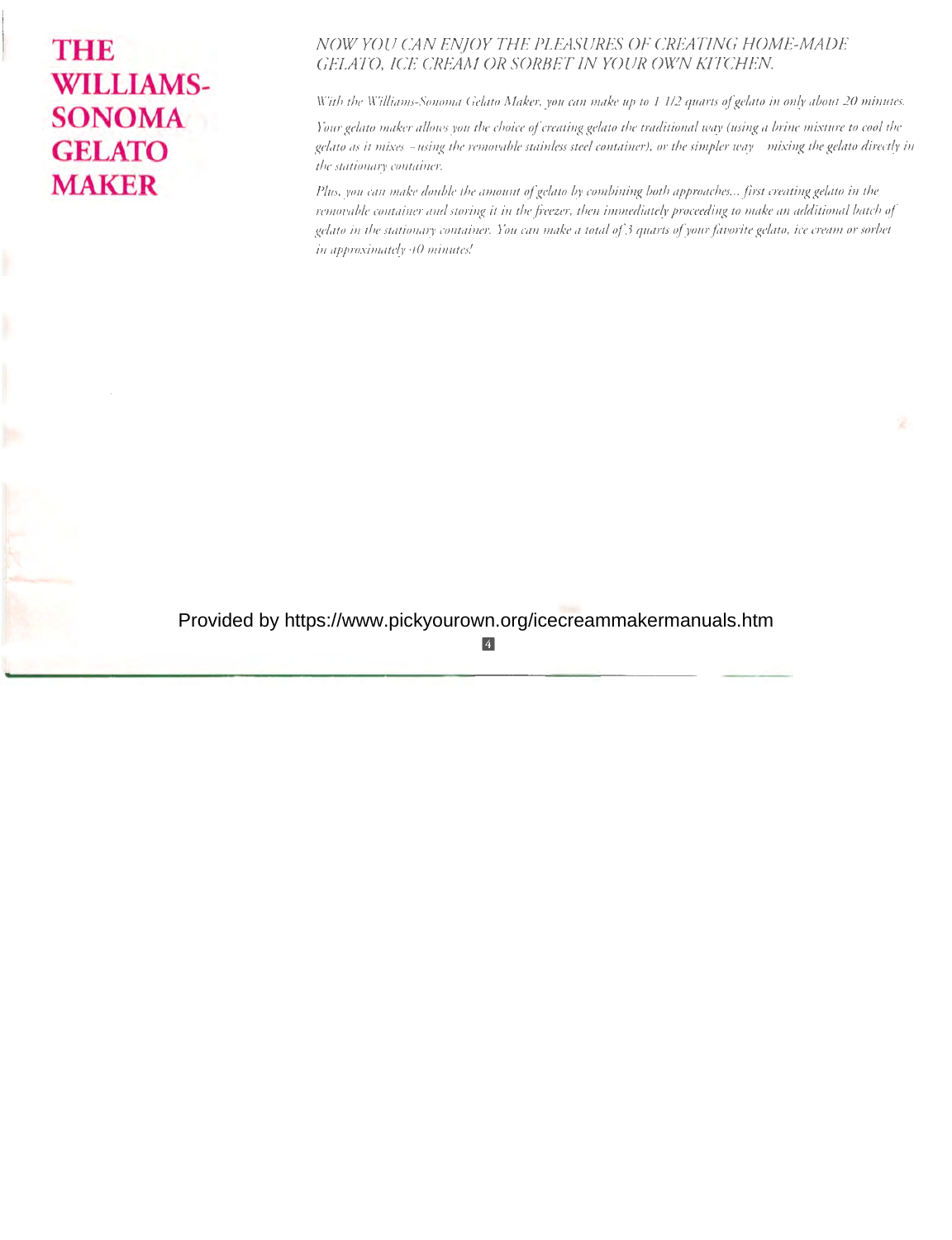# THE WILLIAMS-SONOMA GELATO MAKER

*NOW YOU CAN ENJOY THE PLEASURES OF CREATING HOME-MADE GELATO, ICE CREAM OR SORBET IN YOUR OWN KITCHEN.*

*With the Williams-Sonoma Gelato Maker, you can make up to 1 1/2 quarts of gelato in only about 20 minutes.*

*Your gelato maker allows you the choice of creating gelato the traditional way (using a brine mixture to cool the gelato as it mixes – using the removable stainless steel container), or the simpler way – mixing the gelato directly in the stationary container.*

*Plus, you can make double the amount of gelato by combining both approaches... first creating gelato in the removable container and storing it in the freezer, then immediately proceeding to make an additional batch of gelato in the stationary container. You can make a total of 3 quarts of your favorite gelato, ice cream or sorbet in approximately 40 minutes!*

Provided by https://www.pickyourown.org/icecreammakermanuals.htm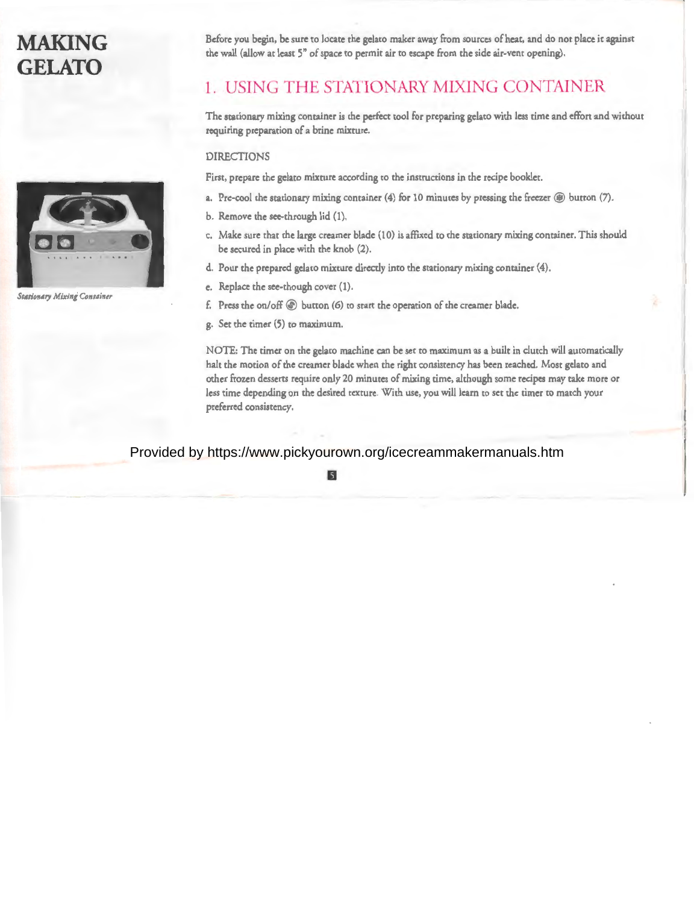# MAKING GELATO

*Stationary Mixing Container*

Before you begin, be sure to locate the gelato maker away from sources of heat, and do not place it against the wall (allow at least 5" of space to permit air to escape from the side air-vent opening).

## 1. USING THE STATIONARY MIXING CONTAINER

The stationary mixing container is the perfect tool for preparing gelato with less time and effort and without requiring preparation of a brine mixture.

DIRECTIONS

First, prepare the gelato mixture according to the instructions in the recipe booklet.

a. Pre-cool the stationary mixing container (4) for 10 minutes by pressing the freezer button (7).

b. Remove the see-through lid (1).

c. Make sure that the large creamer blade (10) is affixed to the stationary mixing container. This should be secured in place with the knob (2).

d. Pour the prepared gelato mixture directly into the stationary mixing container (4).

e. Replace the see-though cover (1).

f. Press the on/off button (6) to start the operation of the creamer blade.

g. Set the timer (5) to maximum.

NOTE: The timer on the gelato machine can be set to maximum as a built in clutch will automatically halt the motion of the creamer blade when the right consistency has been reached. Most gelato and other frozen desserts require only 20 minutes of mixing time, although some recipes may take more or less time depending on the desired texture. With use, you will learn to set the timer to match your preferred consistency.

Provided by https://www.pickyourown.org/icecreammakermanuals.htm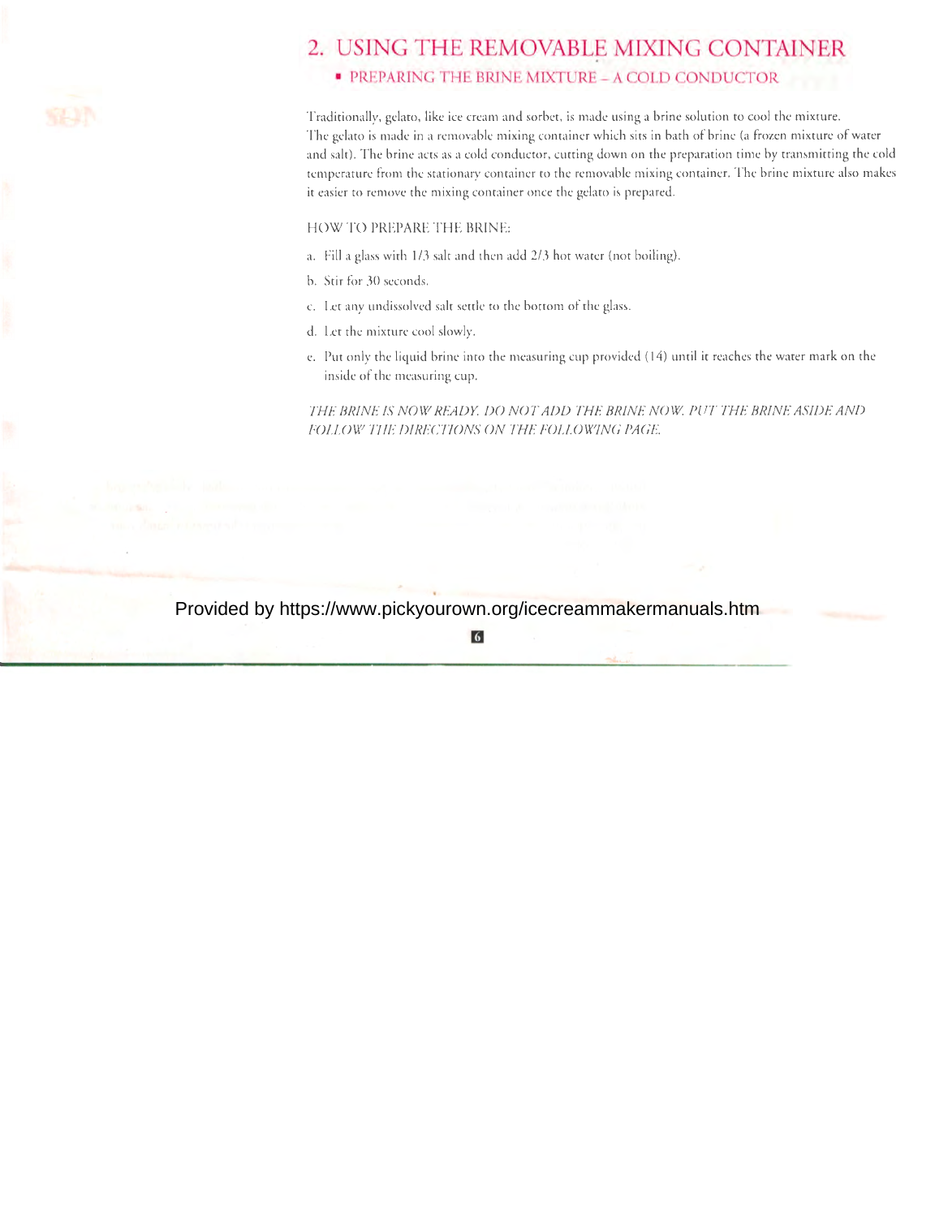## 2. USING THE REMOVABLE MIXING CONTAINER

### ▪ PREPARING THE BRINE MIXTURE – A COLD CONDUCTOR

Traditionally, gelato, like ice cream and sorbet, is made using a brine solution to cool the mixture. The gelato is made in a removable mixing container which sits in bath of brine (a frozen mixture of water and salt). The brine acts as a cold conductor, cutting down on the preparation time by transmitting the cold temperature from the stationary container to the removable mixing container. The brine mixture also makes it easier to remove the mixing container once the gelato is prepared.

HOW TO PREPARE THE BRINE:

a. Fill a glass with 1/3 salt and then add 2/3 hot water (not boiling).

b. Stir for 30 seconds.

c. Let any undissolved salt settle to the bottom of the glass.

d. Let the mixture cool slowly.

e. Put only the liquid brine into the measuring cup provided (14) until it reaches the water mark on the inside of the measuring cup.

*THE BRINE IS NOW READY. DO NOT ADD THE BRINE NOW. PUT THE BRINE ASIDE AND FOLLOW THE DIRECTIONS ON THE FOLLOWING PAGE.*

Provided by https://www.pickyourown.org/icecreammakermanuals.htm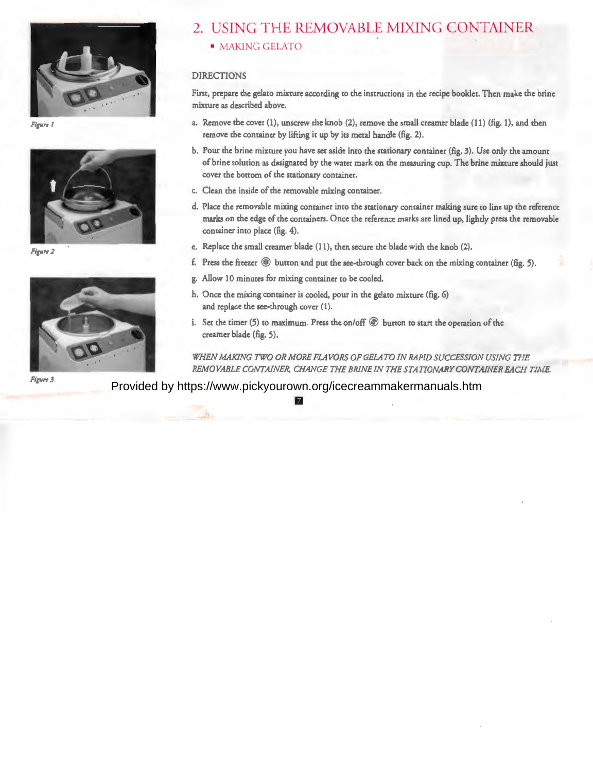## 2. USING THE REMOVABLE MIXING CONTAINER

- MAKING GELATO

Figure 1

Figure 2

Figure 3

DIRECTIONS

First, prepare the gelato mixture according to the instructions in the recipe booklet. Then make the brine mixture as described above.

a. Remove the cover (1), unscrew the knob (2), remove the small creamer blade (11) (fig. 1), and then remove the container by lifting it up by its metal handle (fig. 2).

b. Pour the brine mixture you have set aside into the stationary container (fig. 3). Use only the amount of brine solution as designated by the water mark on the measuring cup. The brine mixture should just cover the bottom of the stationary container.

c. Clean the inside of the removable mixing container.

d. Place the removable mixing container into the stationary container making sure to line up the reference marks on the edge of the containers. Once the reference marks are lined up, lightly press the removable container into place (fig. 4).

e. Replace the small creamer blade (11), then secure the blade with the knob (2).

f. Press the freezer button and put the see-through cover back on the mixing container (fig. 5).

g. Allow 10 minutes for mixing container to be cooled.

h. Once the mixing container is cooled, pour in the gelato mixture (fig. 6) and replace the see-through cover (1).

i. Set the timer (5) to maximum. Press the on/off button to start the operation of the creamer blade (fig. 5).

*WHEN MAKING TWO OR MORE FLAVORS OF GELATO IN RAPID SUCCESSION USING THE REMOVABLE CONTAINER, CHANGE THE BRINE IN THE STATIONARY CONTAINER EACH TIME.*

Provided by https://www.pickyourown.org/icecreammakermanuals.htm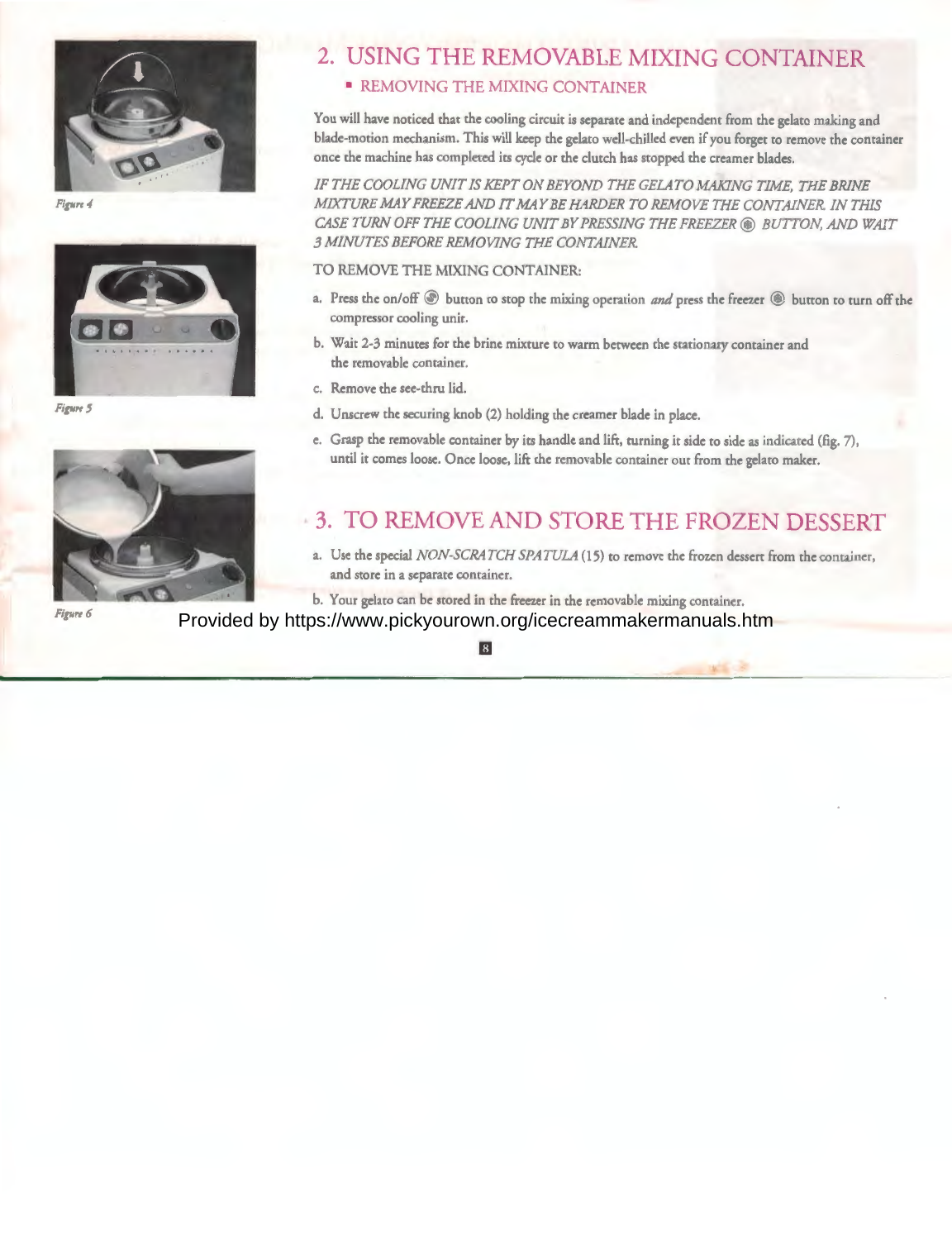Figure 4

Figure 5

Figure 6

## 2. USING THE REMOVABLE MIXING CONTAINER

### ▪ REMOVING THE MIXING CONTAINER

You will have noticed that the cooling circuit is separate and independent from the gelato making and blade-motion mechanism. This will keep the gelato well-chilled even if you forget to remove the container once the machine has completed its cycle or the clutch has stopped the creamer blades.

*IF THE COOLING UNIT IS KEPT ON BEYOND THE GELATO MAKING TIME, THE BRINE MIXTURE MAY FREEZE AND IT MAY BE HARDER TO REMOVE THE CONTAINER. IN THIS CASE TURN OFF THE COOLING UNIT BY PRESSING THE FREEZER ⊛ BUTTON, AND WAIT 3 MINUTES BEFORE REMOVING THE CONTAINER.*

TO REMOVE THE MIXING CONTAINER:

a. Press the on/off ⊛ button to stop the mixing operation *and* press the freezer ⊛ button to turn off the compressor cooling unit.

b. Wait 2-3 minutes for the brine mixture to warm between the stationary container and the removable container.

c. Remove the see-thru lid.

d. Unscrew the securing knob (2) holding the creamer blade in place.

e. Grasp the removable container by its handle and lift, turning it side to side as indicated (fig. 7), until it comes loose. Once loose, lift the removable container out from the gelato maker.

## 3. TO REMOVE AND STORE THE FROZEN DESSERT

a. Use the special *NON-SCRATCH SPATULA* (15) to remove the frozen dessert from the container, and store in a separate container.

b. Your gelato can be stored in the freezer in the removable mixing container.

Provided by https://www.pickyourown.org/icecreammakermanuals.htm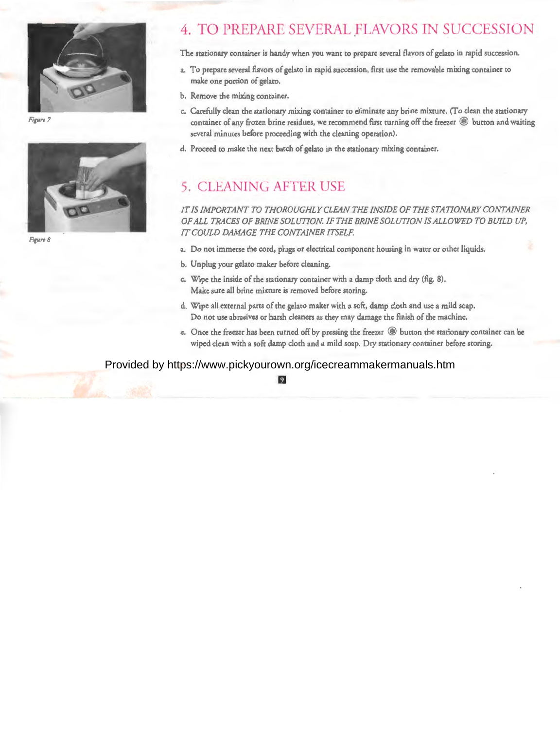Figure 7

Figure 8

## 4. TO PREPARE SEVERAL FLAVORS IN SUCCESSION

The stationary container is handy when you want to prepare several flavors of gelato in rapid succession.

a. To prepare several flavors of gelato in rapid succession, first use the removable mixing container to make one portion of gelato.

b. Remove the mixing container.

c. Carefully clean the stationary mixing container to eliminate any brine mixture. (To clean the stationary container of any frozen brine residues, we recommend first turning off the freezer ❄ button and waiting several minutes before proceeding with the cleaning operation).

d. Proceed to make the next batch of gelato in the stationary mixing container.

## 5. CLEANING AFTER USE

*IT IS IMPORTANT TO THOROUGHLY CLEAN THE INSIDE OF THE STATIONARY CONTAINER OF ALL TRACES OF BRINE SOLUTION. IF THE BRINE SOLUTION IS ALLOWED TO BUILD UP, IT COULD DAMAGE THE CONTAINER ITSELF.*

a. Do not immerse the cord, plugs or electrical component housing in water or other liquids.

b. Unplug your gelato maker before cleaning.

c. Wipe the inside of the stationary container with a damp cloth and dry (fig. 8).
Make sure all brine mixture is removed before storing.

d. Wipe all external parts of the gelato maker with a soft, damp cloth and use a mild soap.
Do not use abrasives or harsh cleaners as they may damage the finish of the machine.

e. Once the freezer has been turned off by pressing the freezer ❄ button the stationary container can be wiped clean with a soft damp cloth and a mild soap. Dry stationary container before storing.

Provided by https://www.pickyourown.org/icecreammakermanuals.htm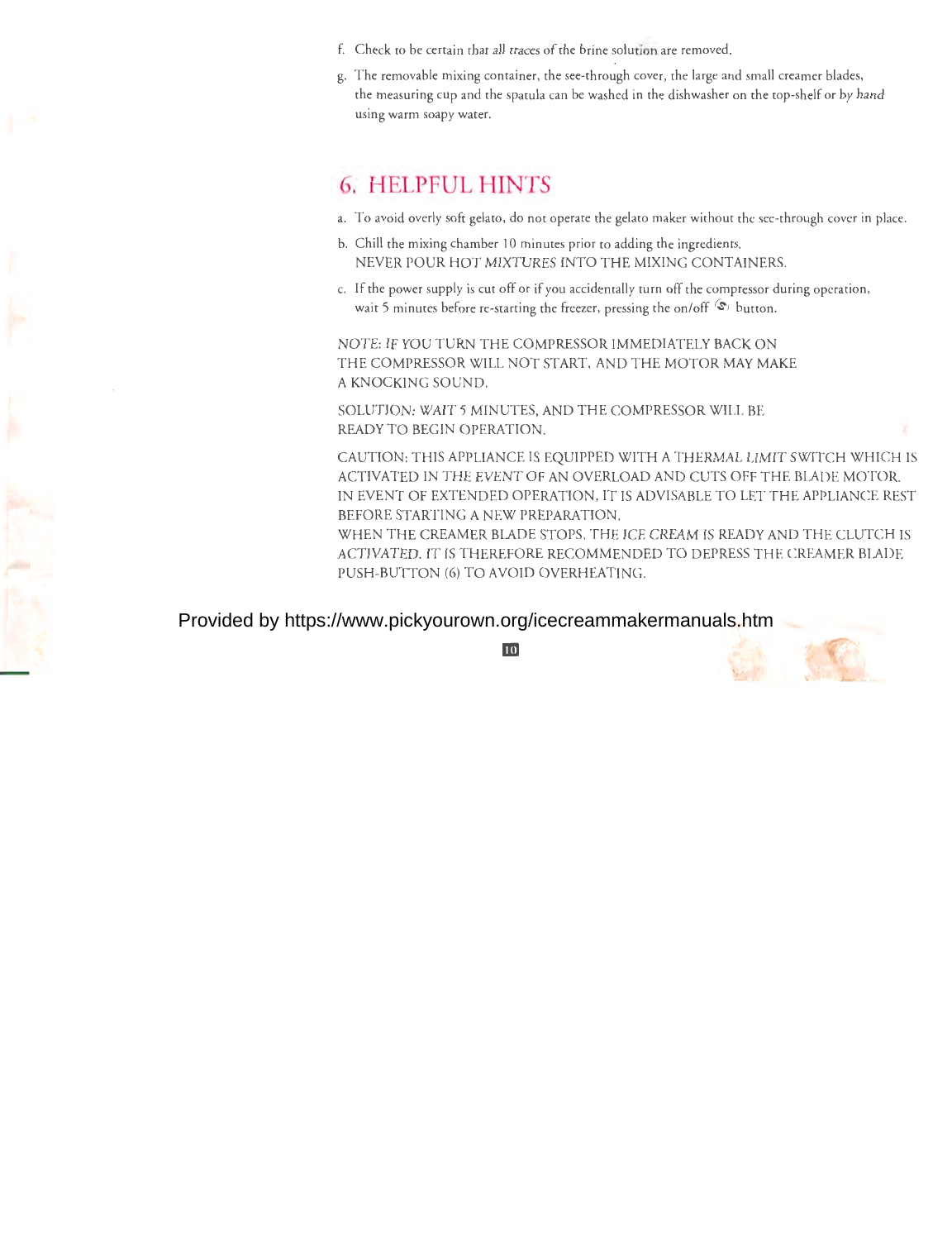f. Check to be certain that all traces of the brine solution are removed.

g. The removable mixing container, the see-through cover, the large and small creamer blades, the measuring cup and the spatula can be washed in the dishwasher on the top-shelf or by hand using warm soapy water.

## 6. HELPFUL HINTS

a. To avoid overly soft gelato, do not operate the gelato maker without the see-through cover in place.

b. Chill the mixing chamber 10 minutes prior to adding the ingredients.
NEVER POUR HOT MIXTURES INTO THE MIXING CONTAINERS.

c. If the power supply is cut off or if you accidentally turn off the compressor during operation, wait 5 minutes before re-starting the freezer, pressing the on/off button.

NOTE: IF YOU TURN THE COMPRESSOR IMMEDIATELY BACK ON THE COMPRESSOR WILL NOT START, AND THE MOTOR MAY MAKE A KNOCKING SOUND.

SOLUTION: WAIT 5 MINUTES, AND THE COMPRESSOR WILL BE READY TO BEGIN OPERATION.

CAUTION: THIS APPLIANCE IS EQUIPPED WITH A THERMAL LIMIT SWITCH WHICH IS ACTIVATED IN THE EVENT OF AN OVERLOAD AND CUTS OFF THE BLADE MOTOR. IN EVENT OF EXTENDED OPERATION, IT IS ADVISABLE TO LET THE APPLIANCE REST BEFORE STARTING A NEW PREPARATION.
WHEN THE CREAMER BLADE STOPS, THE ICE CREAM IS READY AND THE CLUTCH IS ACTIVATED. IT IS THEREFORE RECOMMENDED TO DEPRESS THE CREAMER BLADE PUSH-BUTTON (6) TO AVOID OVERHEATING.

Provided by https://www.pickyourown.org/icecreammakermanuals.htm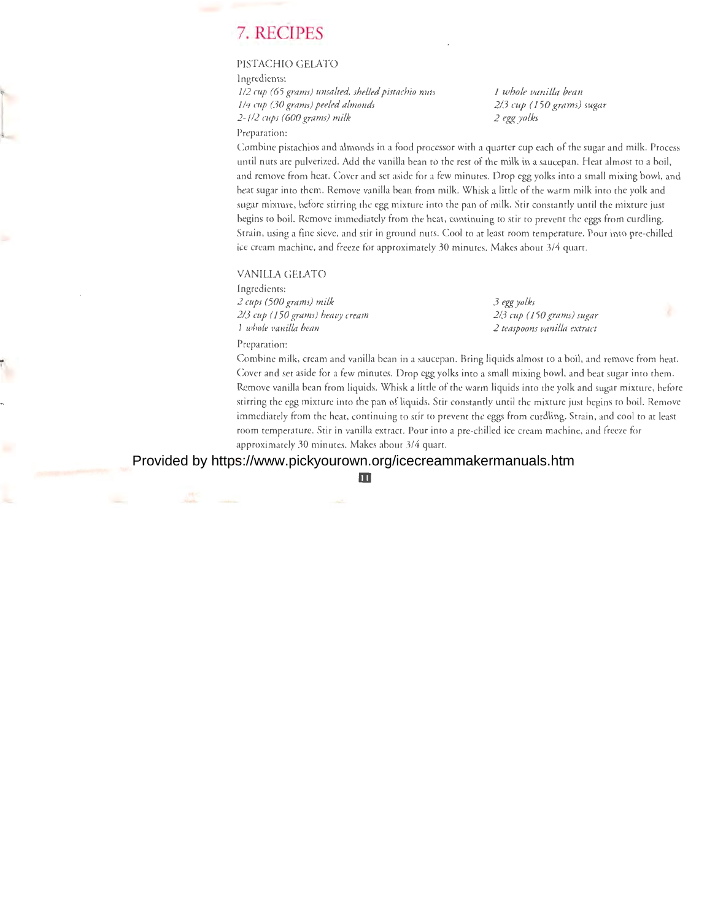# 7. RECIPES

## PISTACHIO GELATO

Ingredients:

*1/2 cup (65 grams) unsalted, shelled pistachio nuts*
*1/4 cup (30 grams) peeled almonds*
*2-1/2 cups (600 grams) milk*
*1 whole vanilla bean*
*2/3 cup (150 grams) sugar*
*2 egg yolks*

Preparation:

Combine pistachios and almonds in a food processor with a quarter cup each of the sugar and milk. Process until nuts are pulverized. Add the vanilla bean to the rest of the milk in a saucepan. Heat almost to a boil, and remove from heat. Cover and set aside for a few minutes. Drop egg yolks into a small mixing bowl, and beat sugar into them. Remove vanilla bean from milk. Whisk a little of the warm milk into the yolk and sugar mixture, before stirring the egg mixture into the pan of milk. Stir constantly until the mixture just begins to boil. Remove immediately from the heat, continuing to stir to prevent the eggs from curdling. Strain, using a fine sieve, and stir in ground nuts. Cool to at least room temperature. Pour into pre-chilled ice cream machine, and freeze for approximately 30 minutes. Makes about 3/4 quart.

## VANILLA GELATO

Ingredients:

*2 cups (500 grams) milk*
*2/3 cup (150 grams) heavy cream*
*1 whole vanilla bean*
*3 egg yolks*
*2/3 cup (150 grams) sugar*
*2 teaspoons vanilla extract*

Preparation:

Combine milk, cream and vanilla bean in a saucepan. Bring liquids almost to a boil, and remove from heat. Cover and set aside for a few minutes. Drop egg yolks into a small mixing bowl, and beat sugar into them. Remove vanilla bean from liquids. Whisk a little of the warm liquids into the yolk and sugar mixture, before stirring the egg mixture into the pan of liquids. Stir constantly until the mixture just begins to boil. Remove immediately from the heat, continuing to stir to prevent the eggs from curdling. Strain, and cool to at least room temperature. Stir in vanilla extract. Pour into a pre-chilled ice cream machine, and freeze for approximately 30 minutes. Makes about 3/4 quart.

Provided by https://www.pickyourown.org/icecreammakermanuals.htm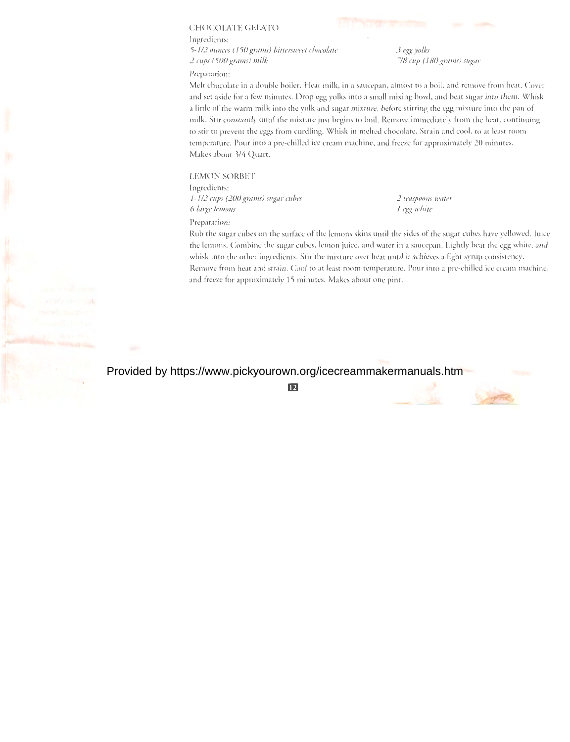## CHOCOLATE GELATO

Ingredients:

*5-1/2 ounces (150 grams) bittersweet chocolate*
*2 cups (500 grams) milk*
*3 egg yolks*
*7/8 cup (180 grams) sugar*

Preparation:

Melt chocolate in a double boiler. Heat milk, in a saucepan, almost to a boil, and remove from heat. Cover and set aside for a few minutes. Drop egg yolks into a small mixing bowl, and beat sugar into them. Whisk a little of the warm milk into the yolk and sugar mixture, before stirring the egg mixture into the pan of milk. Stir constantly until the mixture just begins to boil. Remove immediately from the heat, continuing to stir to prevent the eggs from curdling. Whisk in melted chocolate. Strain and cool, to at least room temperature. Pour into a pre-chilled ice cream machine, and freeze for approximately 20 minutes. Makes about 3/4 Quart.

## LEMON SORBET

Ingredients:

*1-1/2 cups (200 grams) sugar cubes*
*6 large lemons*
*2 teaspoons water*
*1 egg white*

Preparation:

Rub the sugar cubes on the surface of the lemons skins until the sides of the sugar cubes have yellowed. Juice the lemons. Combine the sugar cubes, lemon juice, and water in a saucepan. Lightly beat the egg white, and whisk into the other ingredients. Stir the mixture over heat until it achieves a light syrup consistency. Remove from heat and strain. Cool to at least room temperature. Pour into a pre-chilled ice cream machine, and freeze for approximately 15 minutes. Makes about one pint.

Provided by https://www.pickyourown.org/icecreammakermanuals.htm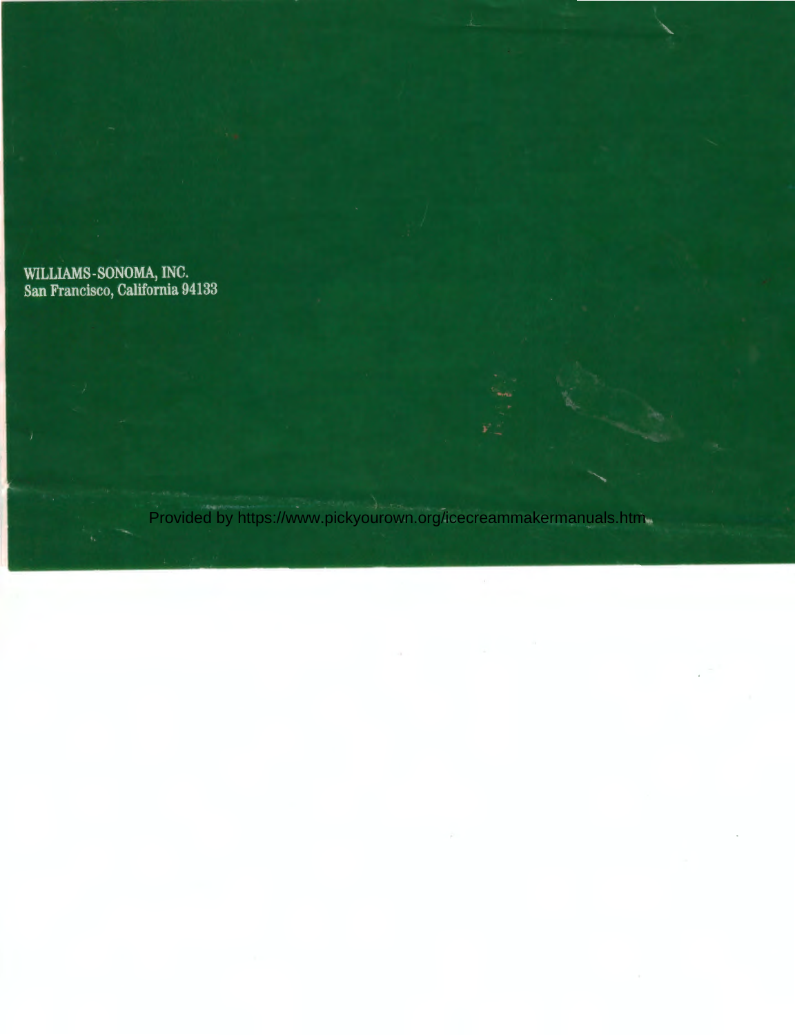WILLIAMS-SONOMA, INC.
San Francisco, California 94133

Provided by https://www.pickyourown.org/icecreammakermanuals.htm